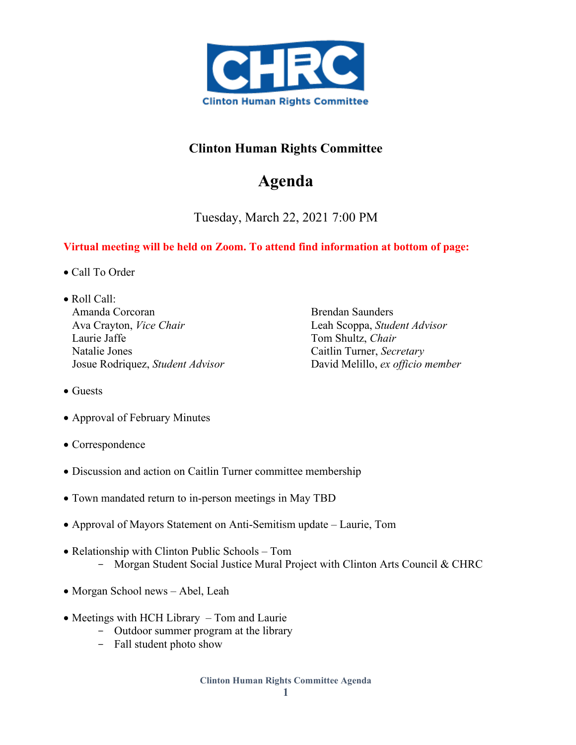# Clinton Human Rights Committee

## Agenda

Tuesday, March 22, 2021 7:00 PM

**Virtual meeting will be held on Zoom. To attend find information at bottom of page:**

- Call To Order
- Roll Call:
  - Amanda Corcoran
  - Ava Crayton, *Vice Chair*
  - Laurie Jaffe
  - Natalie Jones
  - Josue Rodriquez, *Student Advisor*
  - Brendan Saunders
  - Leah Scoppa, *Student Advisor*
  - Tom Shultz, *Chair*
  - Caitlin Turner, *Secretary*
  - David Melillo, *ex officio member*
- Guests
- Approval of February Minutes
- Correspondence
- Discussion and action on Caitlin Turner committee membership
- Town mandated return to in-person meetings in May TBD
- Approval of Mayors Statement on Anti-Semitism update – Laurie, Tom
- Relationship with Clinton Public Schools – Tom
  - Morgan Student Social Justice Mural Project with Clinton Arts Council & CHRC
- Morgan School news – Abel, Leah
- Meetings with HCH Library – Tom and Laurie
  - Outdoor summer program at the library
  - Fall student photo show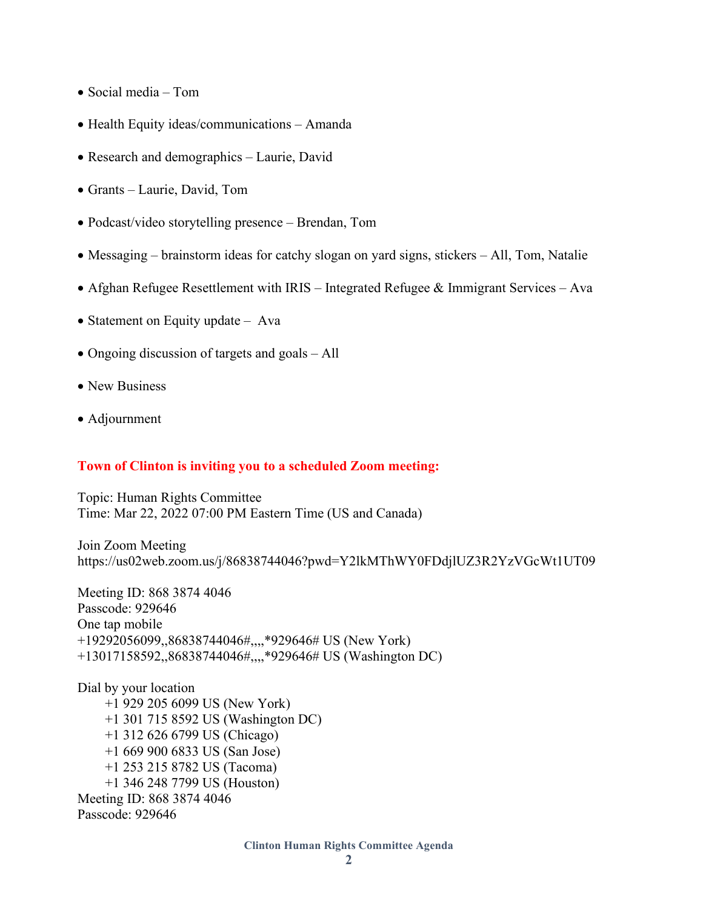- Social media – Tom
- Health Equity ideas/communications – Amanda
- Research and demographics – Laurie, David
- Grants – Laurie, David, Tom
- Podcast/video storytelling presence – Brendan, Tom
- Messaging – brainstorm ideas for catchy slogan on yard signs, stickers – All, Tom, Natalie
- Afghan Refugee Resettlement with IRIS – Integrated Refugee & Immigrant Services – Ava
- Statement on Equity update – Ava
- Ongoing discussion of targets and goals – All
- New Business
- Adjournment

**Town of Clinton is inviting you to a scheduled Zoom meeting:**

Topic: Human Rights Committee
Time: Mar 22, 2022 07:00 PM Eastern Time (US and Canada)

Join Zoom Meeting
https://us02web.zoom.us/j/86838744046?pwd=Y2lkMThWY0FDdjlUZ3R2YzVGcWt1UT09

Meeting ID: 868 3874 4046
Passcode: 929646
One tap mobile
+19292056099,,86838744046#,,,,*929646# US (New York)
+13017158592,,86838744046#,,,,*929646# US (Washington DC)

Dial by your location
+1 929 205 6099 US (New York)
+1 301 715 8592 US (Washington DC)
+1 312 626 6799 US (Chicago)
+1 669 900 6833 US (San Jose)
+1 253 215 8782 US (Tacoma)
+1 346 248 7799 US (Houston)
Meeting ID: 868 3874 4046
Passcode: 929646